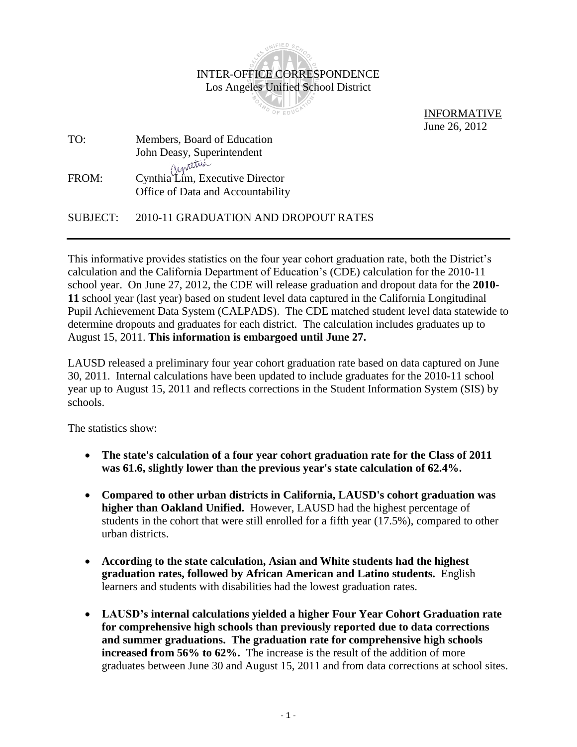INTER-OFFICE CORRESPONDENCE
Los Angeles Unified School District

INFORMATIVE
June 26, 2012

TO: Members, Board of Education
John Deasy, Superintendent

FROM: Cynthia Lim, Executive Director
Office of Data and Accountability

SUBJECT: 2010-11 GRADUATION AND DROPOUT RATES

---

This informative provides statistics on the four year cohort graduation rate, both the District's calculation and the California Department of Education's (CDE) calculation for the 2010-11 school year. On June 27, 2012, the CDE will release graduation and dropout data for the **2010-11** school year (last year) based on student level data captured in the California Longitudinal Pupil Achievement Data System (CALPADS). The CDE matched student level data statewide to determine dropouts and graduates for each district. The calculation includes graduates up to August 15, 2011. **This information is embargoed until June 27.**

LAUSD released a preliminary four year cohort graduation rate based on data captured on June 30, 2011. Internal calculations have been updated to include graduates for the 2010-11 school year up to August 15, 2011 and reflects corrections in the Student Information System (SIS) by schools.

The statistics show:

- **The state's calculation of a four year cohort graduation rate for the Class of 2011 was 61.6, slightly lower than the previous year's state calculation of 62.4%.**
- **Compared to other urban districts in California, LAUSD's cohort graduation was higher than Oakland Unified.** However, LAUSD had the highest percentage of students in the cohort that were still enrolled for a fifth year (17.5%), compared to other urban districts.
- **According to the state calculation, Asian and White students had the highest graduation rates, followed by African American and Latino students.** English learners and students with disabilities had the lowest graduation rates.
- **LAUSD's internal calculations yielded a higher Four Year Cohort Graduation rate for comprehensive high schools than previously reported due to data corrections and summer graduations. The graduation rate for comprehensive high schools increased from 56% to 62%.** The increase is the result of the addition of more graduates between June 30 and August 15, 2011 and from data corrections at school sites.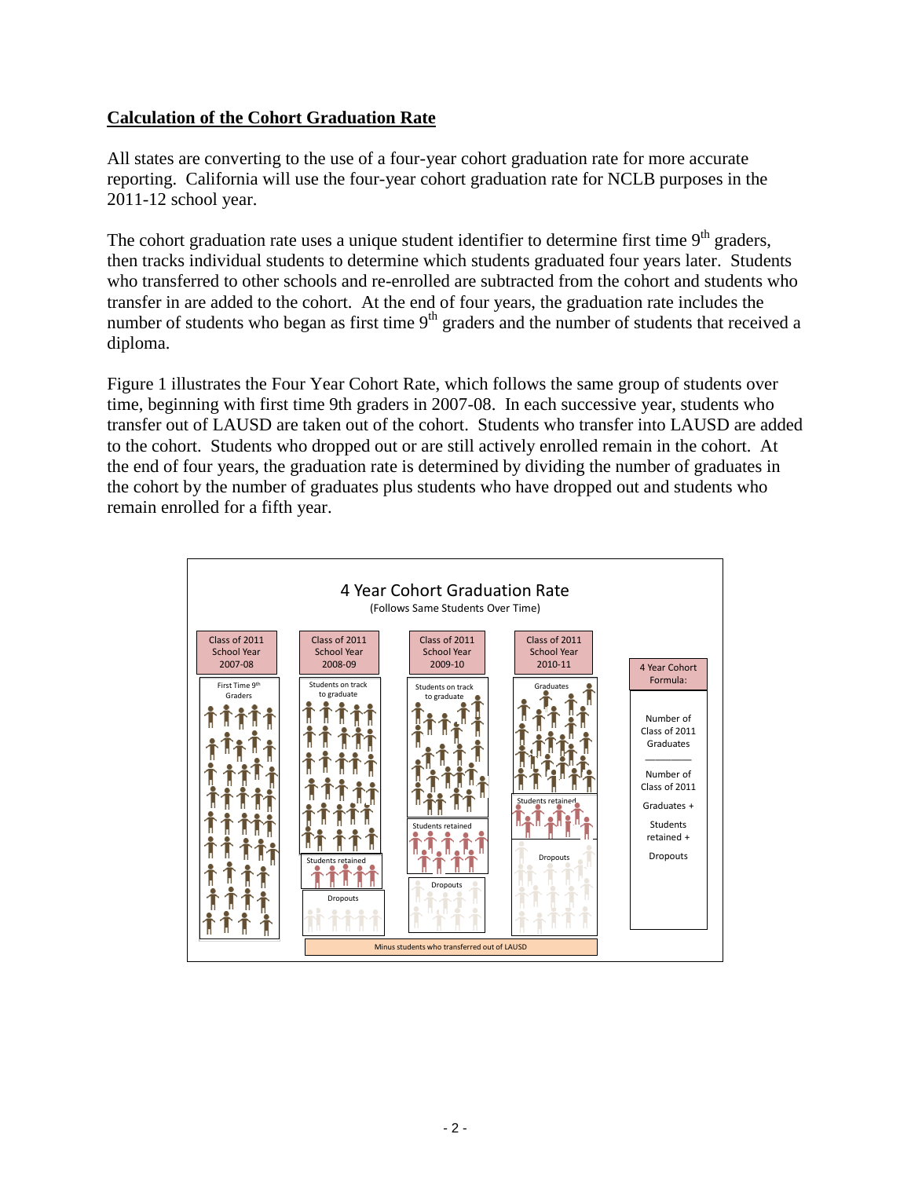## Calculation of the Cohort Graduation Rate

All states are converting to the use of a four-year cohort graduation rate for more accurate reporting. California will use the four-year cohort graduation rate for NCLB purposes in the 2011-12 school year.

The cohort graduation rate uses a unique student identifier to determine first time 9th graders, then tracks individual students to determine which students graduated four years later. Students who transferred to other schools and re-enrolled are subtracted from the cohort and students who transfer in are added to the cohort. At the end of four years, the graduation rate includes the number of students who began as first time 9th graders and the number of students that received a diploma.

Figure 1 illustrates the Four Year Cohort Rate, which follows the same group of students over time, beginning with first time 9th graders in 2007-08. In each successive year, students who transfer out of LAUSD are taken out of the cohort. Students who transfer into LAUSD are added to the cohort. Students who dropped out or are still actively enrolled remain in the cohort. At the end of four years, the graduation rate is determined by dividing the number of graduates in the cohort by the number of graduates plus students who have dropped out and students who remain enrolled for a fifth year.

**4 Year Cohort Graduation Rate**
(Follows Same Students Over Time)

| Class of 2011 School Year 2007-08 | Class of 2011 School Year 2008-09 | Class of 2011 School Year 2009-10 | Class of 2011 School Year 2010-11 |
|---|---|---|---|
| First Time 9th Graders | Students on track to graduate | Students on track to graduate | Graduates |
| | Students retained | Students retained | Students retained |
| | Dropouts | Dropouts | Dropouts |

Minus students who transferred out of LAUSD

**4 Year Cohort Formula:**

$$\frac{\text{Number of Class of 2011 Graduates}}{\text{Number of Class of 2011 Graduates + Students retained + Dropouts}}$$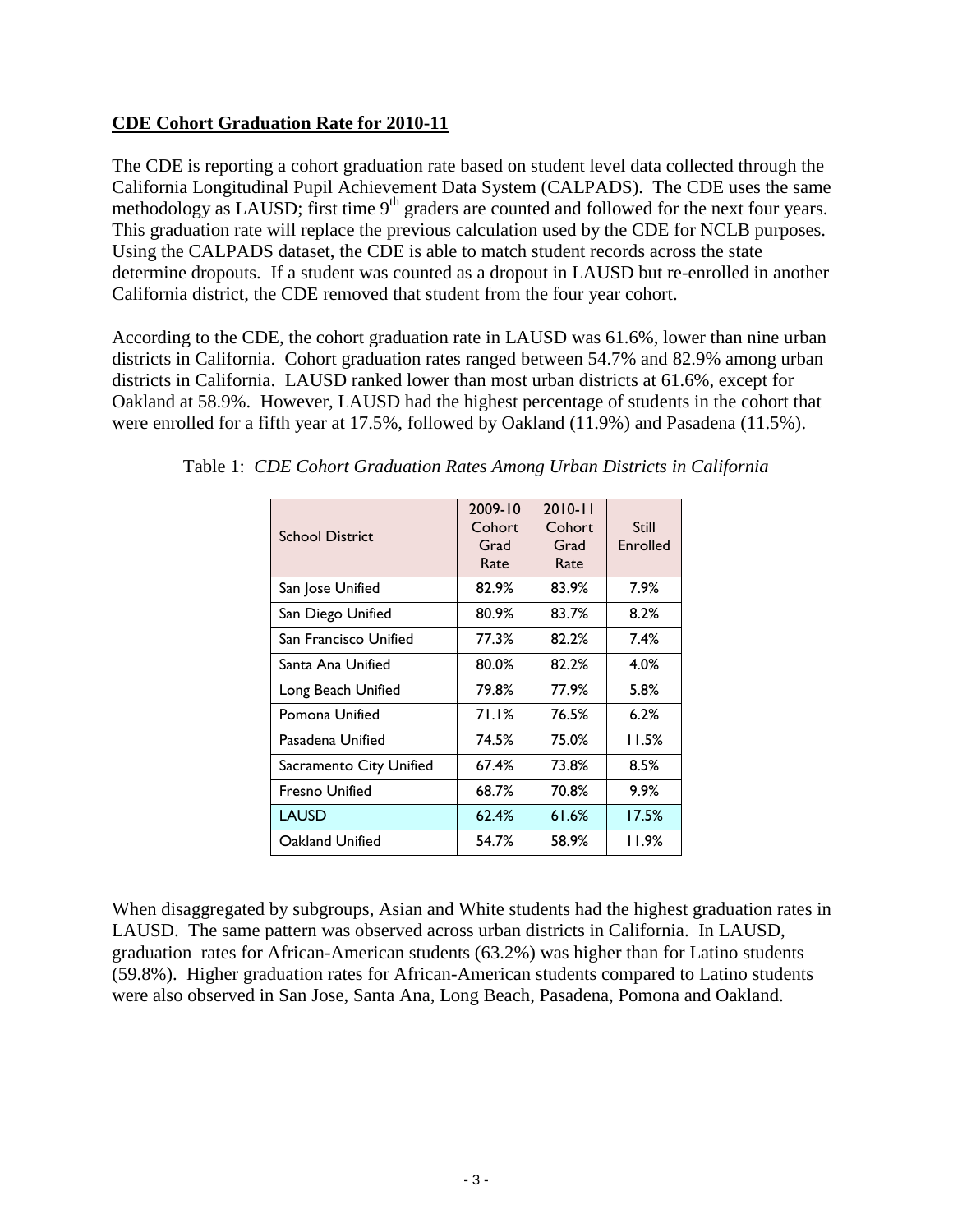**CDE Cohort Graduation Rate for 2010-11**

The CDE is reporting a cohort graduation rate based on student level data collected through the California Longitudinal Pupil Achievement Data System (CALPADS). The CDE uses the same methodology as LAUSD; first time 9th graders are counted and followed for the next four years. This graduation rate will replace the previous calculation used by the CDE for NCLB purposes. Using the CALPADS dataset, the CDE is able to match student records across the state determine dropouts. If a student was counted as a dropout in LAUSD but re-enrolled in another California district, the CDE removed that student from the four year cohort.

According to the CDE, the cohort graduation rate in LAUSD was 61.6%, lower than nine urban districts in California. Cohort graduation rates ranged between 54.7% and 82.9% among urban districts in California. LAUSD ranked lower than most urban districts at 61.6%, except for Oakland at 58.9%. However, LAUSD had the highest percentage of students in the cohort that were enrolled for a fifth year at 17.5%, followed by Oakland (11.9%) and Pasadena (11.5%).

Table 1: *CDE Cohort Graduation Rates Among Urban Districts in California*

| School District | 2009-10 Cohort Grad Rate | 2010-11 Cohort Grad Rate | Still Enrolled |
|---|---|---|---|
| San Jose Unified | 82.9% | 83.9% | 7.9% |
| San Diego Unified | 80.9% | 83.7% | 8.2% |
| San Francisco Unified | 77.3% | 82.2% | 7.4% |
| Santa Ana Unified | 80.0% | 82.2% | 4.0% |
| Long Beach Unified | 79.8% | 77.9% | 5.8% |
| Pomona Unified | 71.1% | 76.5% | 6.2% |
| Pasadena Unified | 74.5% | 75.0% | 11.5% |
| Sacramento City Unified | 67.4% | 73.8% | 8.5% |
| Fresno Unified | 68.7% | 70.8% | 9.9% |
| LAUSD | 62.4% | 61.6% | 17.5% |
| Oakland Unified | 54.7% | 58.9% | 11.9% |

When disaggregated by subgroups, Asian and White students had the highest graduation rates in LAUSD. The same pattern was observed across urban districts in California. In LAUSD, graduation rates for African-American students (63.2%) was higher than for Latino students (59.8%). Higher graduation rates for African-American students compared to Latino students were also observed in San Jose, Santa Ana, Long Beach, Pasadena, Pomona and Oakland.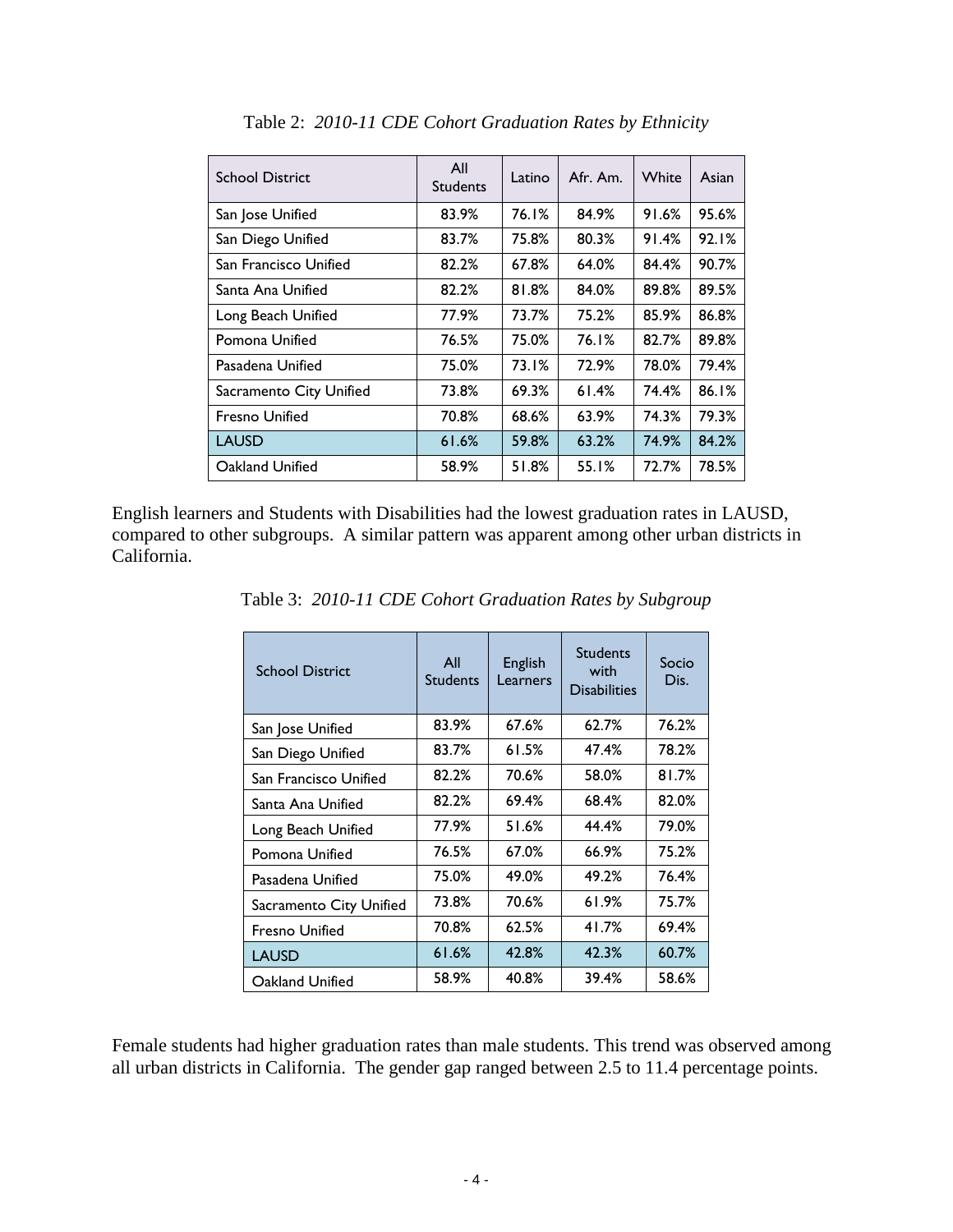Table 2: *2010-11 CDE Cohort Graduation Rates by Ethnicity*

| School District | All Students | Latino | Afr. Am. | White | Asian |
| --- | --- | --- | --- | --- | --- |
| San Jose Unified | 83.9% | 76.1% | 84.9% | 91.6% | 95.6% |
| San Diego Unified | 83.7% | 75.8% | 80.3% | 91.4% | 92.1% |
| San Francisco Unified | 82.2% | 67.8% | 64.0% | 84.4% | 90.7% |
| Santa Ana Unified | 82.2% | 81.8% | 84.0% | 89.8% | 89.5% |
| Long Beach Unified | 77.9% | 73.7% | 75.2% | 85.9% | 86.8% |
| Pomona Unified | 76.5% | 75.0% | 76.1% | 82.7% | 89.8% |
| Pasadena Unified | 75.0% | 73.1% | 72.9% | 78.0% | 79.4% |
| Sacramento City Unified | 73.8% | 69.3% | 61.4% | 74.4% | 86.1% |
| Fresno Unified | 70.8% | 68.6% | 63.9% | 74.3% | 79.3% |
| LAUSD | 61.6% | 59.8% | 63.2% | 74.9% | 84.2% |
| Oakland Unified | 58.9% | 51.8% | 55.1% | 72.7% | 78.5% |

English learners and Students with Disabilities had the lowest graduation rates in LAUSD, compared to other subgroups. A similar pattern was apparent among other urban districts in California.

Table 3: *2010-11 CDE Cohort Graduation Rates by Subgroup*

| School District | All Students | English Learners | Students with Disabilities | Socio Dis. |
| --- | --- | --- | --- | --- |
| San Jose Unified | 83.9% | 67.6% | 62.7% | 76.2% |
| San Diego Unified | 83.7% | 61.5% | 47.4% | 78.2% |
| San Francisco Unified | 82.2% | 70.6% | 58.0% | 81.7% |
| Santa Ana Unified | 82.2% | 69.4% | 68.4% | 82.0% |
| Long Beach Unified | 77.9% | 51.6% | 44.4% | 79.0% |
| Pomona Unified | 76.5% | 67.0% | 66.9% | 75.2% |
| Pasadena Unified | 75.0% | 49.0% | 49.2% | 76.4% |
| Sacramento City Unified | 73.8% | 70.6% | 61.9% | 75.7% |
| Fresno Unified | 70.8% | 62.5% | 41.7% | 69.4% |
| LAUSD | 61.6% | 42.8% | 42.3% | 60.7% |
| Oakland Unified | 58.9% | 40.8% | 39.4% | 58.6% |

Female students had higher graduation rates than male students. This trend was observed among all urban districts in California. The gender gap ranged between 2.5 to 11.4 percentage points.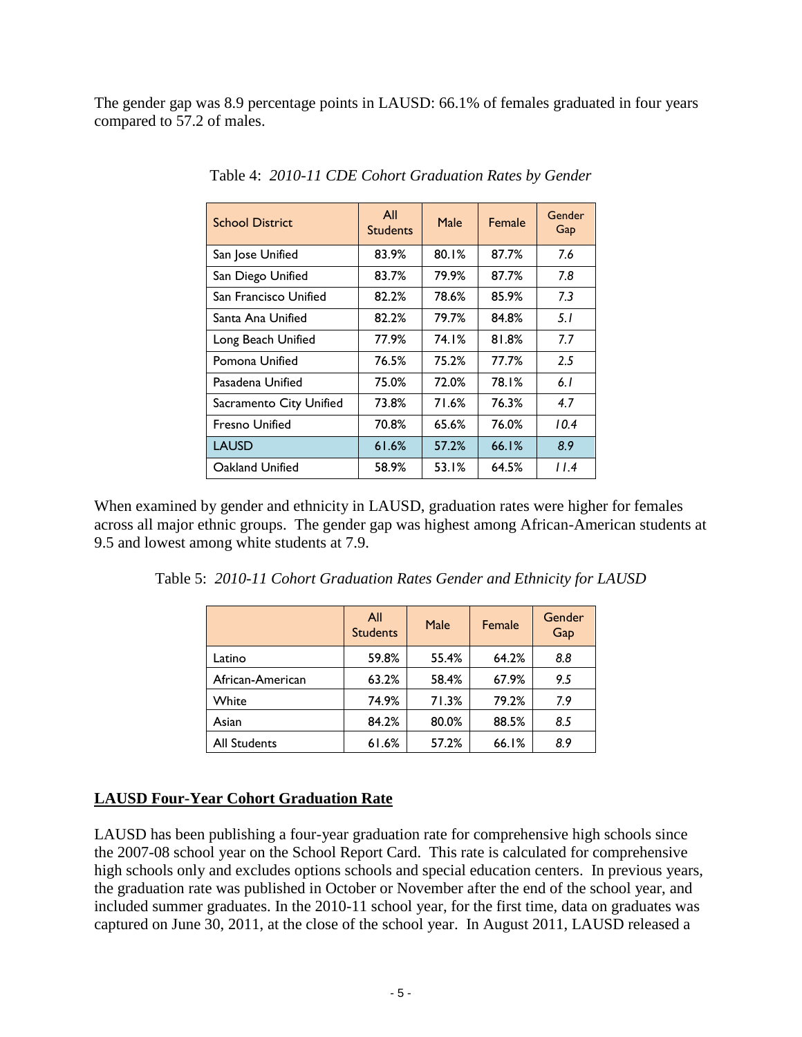The gender gap was 8.9 percentage points in LAUSD: 66.1% of females graduated in four years compared to 57.2 of males.

Table 4: *2010-11 CDE Cohort Graduation Rates by Gender*

| School District | All Students | Male | Female | Gender Gap |
|---|---|---|---|---|
| San Jose Unified | 83.9% | 80.1% | 87.7% | *7.6* |
| San Diego Unified | 83.7% | 79.9% | 87.7% | *7.8* |
| San Francisco Unified | 82.2% | 78.6% | 85.9% | *7.3* |
| Santa Ana Unified | 82.2% | 79.7% | 84.8% | *5.1* |
| Long Beach Unified | 77.9% | 74.1% | 81.8% | *7.7* |
| Pomona Unified | 76.5% | 75.2% | 77.7% | *2.5* |
| Pasadena Unified | 75.0% | 72.0% | 78.1% | *6.1* |
| Sacramento City Unified | 73.8% | 71.6% | 76.3% | *4.7* |
| Fresno Unified | 70.8% | 65.6% | 76.0% | *10.4* |
| LAUSD | 61.6% | 57.2% | 66.1% | *8.9* |
| Oakland Unified | 58.9% | 53.1% | 64.5% | *11.4* |

When examined by gender and ethnicity in LAUSD, graduation rates were higher for females across all major ethnic groups. The gender gap was highest among African-American students at 9.5 and lowest among white students at 7.9.

Table 5: *2010-11 Cohort Graduation Rates Gender and Ethnicity for LAUSD*

| | All Students | Male | Female | Gender Gap |
|---|---|---|---|---|
| Latino | 59.8% | 55.4% | 64.2% | *8.8* |
| African-American | 63.2% | 58.4% | 67.9% | *9.5* |
| White | 74.9% | 71.3% | 79.2% | *7.9* |
| Asian | 84.2% | 80.0% | 88.5% | *8.5* |
| All Students | 61.6% | 57.2% | 66.1% | *8.9* |

## LAUSD Four-Year Cohort Graduation Rate

LAUSD has been publishing a four-year graduation rate for comprehensive high schools since the 2007-08 school year on the School Report Card. This rate is calculated for comprehensive high schools only and excludes options schools and special education centers. In previous years, the graduation rate was published in October or November after the end of the school year, and included summer graduates. In the 2010-11 school year, for the first time, data on graduates was captured on June 30, 2011, at the close of the school year. In August 2011, LAUSD released a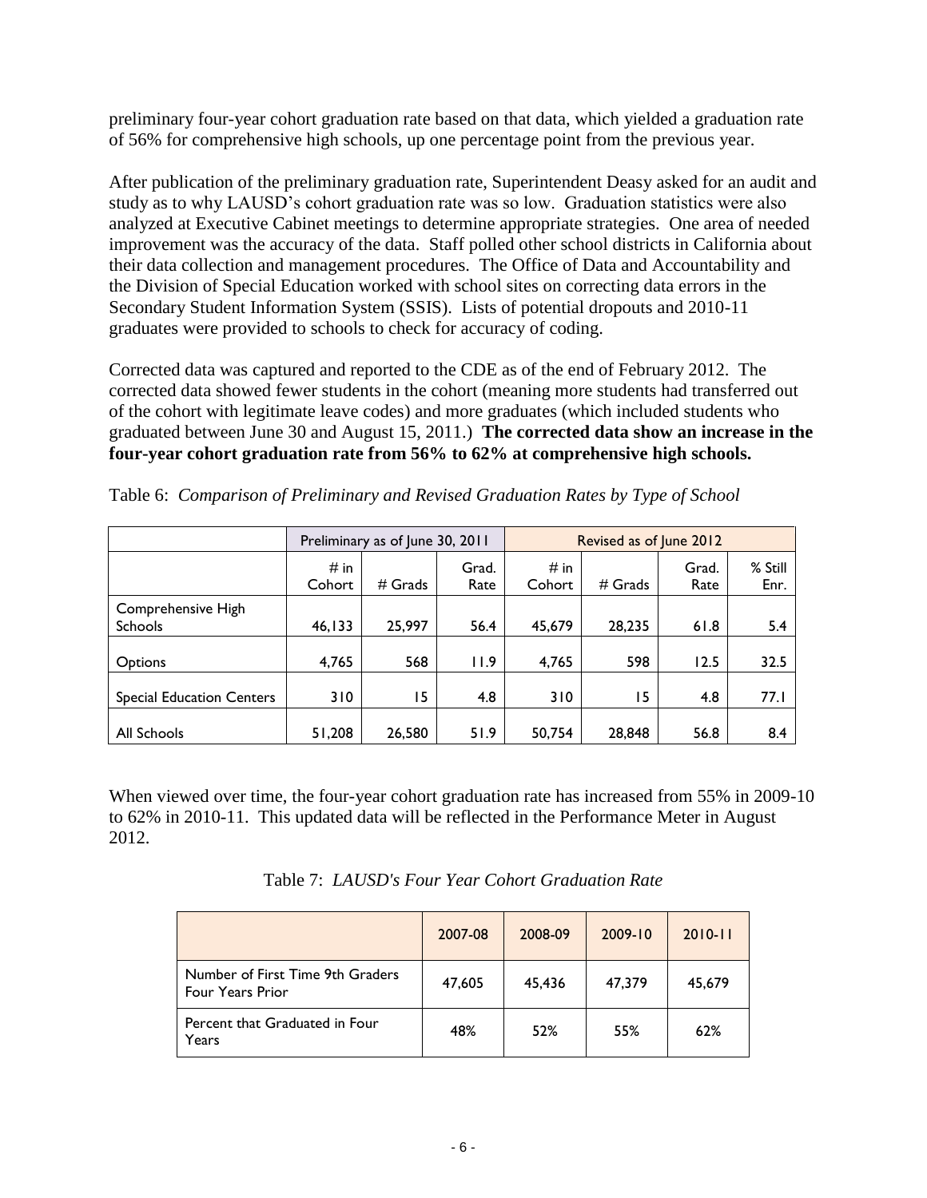preliminary four-year cohort graduation rate based on that data, which yielded a graduation rate of 56% for comprehensive high schools, up one percentage point from the previous year.

After publication of the preliminary graduation rate, Superintendent Deasy asked for an audit and study as to why LAUSD's cohort graduation rate was so low. Graduation statistics were also analyzed at Executive Cabinet meetings to determine appropriate strategies. One area of needed improvement was the accuracy of the data. Staff polled other school districts in California about their data collection and management procedures. The Office of Data and Accountability and the Division of Special Education worked with school sites on correcting data errors in the Secondary Student Information System (SSIS). Lists of potential dropouts and 2010-11 graduates were provided to schools to check for accuracy of coding.

Corrected data was captured and reported to the CDE as of the end of February 2012. The corrected data showed fewer students in the cohort (meaning more students had transferred out of the cohort with legitimate leave codes) and more graduates (which included students who graduated between June 30 and August 15, 2011.) **The corrected data show an increase in the four-year cohort graduation rate from 56% to 62% at comprehensive high schools.**

Table 6: *Comparison of Preliminary and Revised Graduation Rates by Type of School*

| | Preliminary as of June 30, 2011 | | | Revised as of June 2012 | | | |
|---|---|---|---|---|---|---|---|
| | # in Cohort | # Grads | Grad. Rate | # in Cohort | # Grads | Grad. Rate | % Still Enr. |
| Comprehensive High Schools | 46,133 | 25,997 | 56.4 | 45,679 | 28,235 | 61.8 | 5.4 |
| Options | 4,765 | 568 | 11.9 | 4,765 | 598 | 12.5 | 32.5 |
| Special Education Centers | 310 | 15 | 4.8 | 310 | 15 | 4.8 | 77.1 |
| All Schools | 51,208 | 26,580 | 51.9 | 50,754 | 28,848 | 56.8 | 8.4 |

When viewed over time, the four-year cohort graduation rate has increased from 55% in 2009-10 to 62% in 2010-11. This updated data will be reflected in the Performance Meter in August 2012.

Table 7: *LAUSD's Four Year Cohort Graduation Rate*

| | 2007-08 | 2008-09 | 2009-10 | 2010-11 |
|---|---|---|---|---|
| Number of First Time 9th Graders Four Years Prior | 47,605 | 45,436 | 47,379 | 45,679 |
| Percent that Graduated in Four Years | 48% | 52% | 55% | 62% |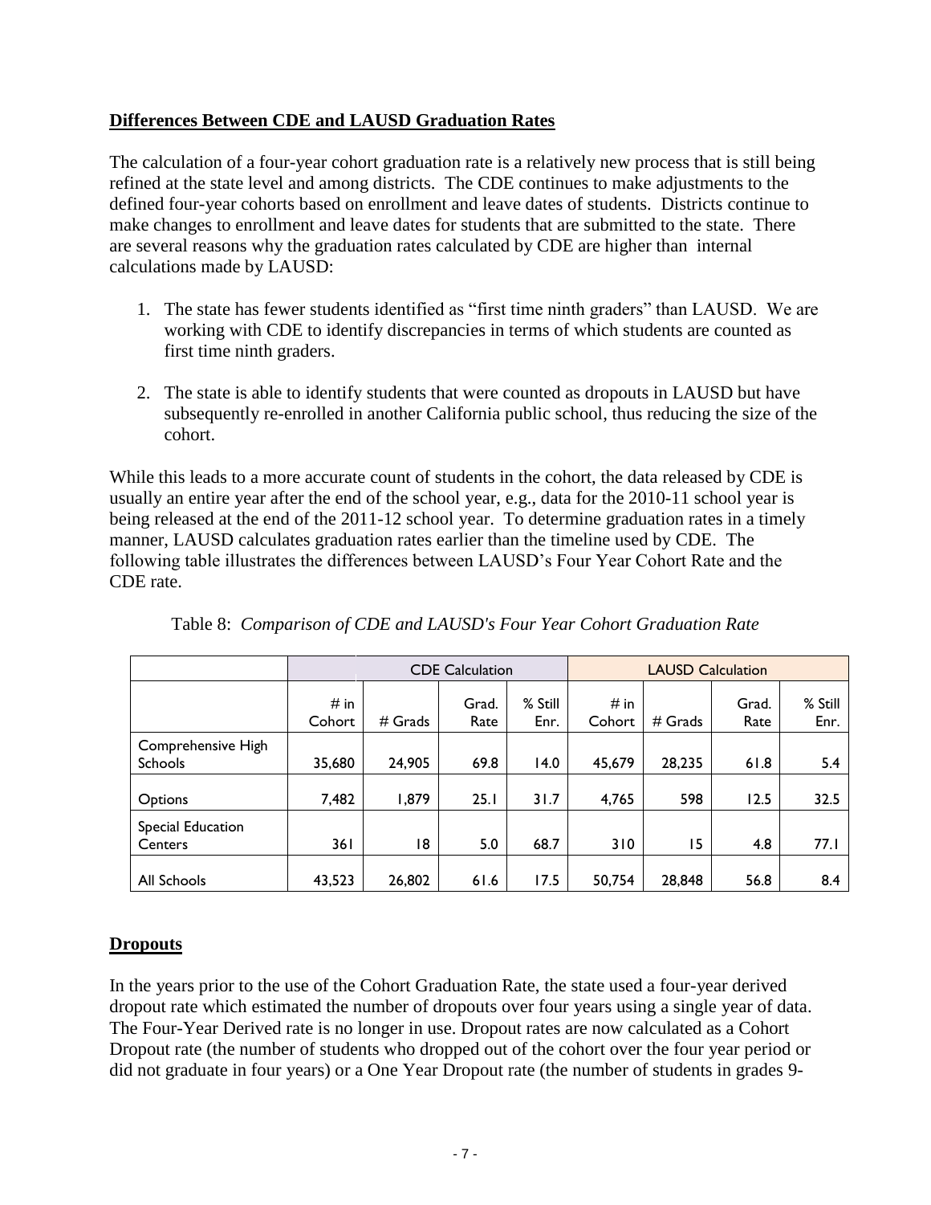## Differences Between CDE and LAUSD Graduation Rates

The calculation of a four-year cohort graduation rate is a relatively new process that is still being refined at the state level and among districts. The CDE continues to make adjustments to the defined four-year cohorts based on enrollment and leave dates of students. Districts continue to make changes to enrollment and leave dates for students that are submitted to the state. There are several reasons why the graduation rates calculated by CDE are higher than internal calculations made by LAUSD:

1. The state has fewer students identified as "first time ninth graders" than LAUSD. We are working with CDE to identify discrepancies in terms of which students are counted as first time ninth graders.

2. The state is able to identify students that were counted as dropouts in LAUSD but have subsequently re-enrolled in another California public school, thus reducing the size of the cohort.

While this leads to a more accurate count of students in the cohort, the data released by CDE is usually an entire year after the end of the school year, e.g., data for the 2010-11 school year is being released at the end of the 2011-12 school year. To determine graduation rates in a timely manner, LAUSD calculates graduation rates earlier than the timeline used by CDE. The following table illustrates the differences between LAUSD's Four Year Cohort Rate and the CDE rate.

Table 8: *Comparison of CDE and LAUSD's Four Year Cohort Graduation Rate*

| | CDE Calculation | | | | LAUSD Calculation | | | |
|---|---|---|---|---|---|---|---|---|
| | # in Cohort | # Grads | Grad. Rate | % Still Enr. | # in Cohort | # Grads | Grad. Rate | % Still Enr. |
| Comprehensive High Schools | 35,680 | 24,905 | 69.8 | 14.0 | 45,679 | 28,235 | 61.8 | 5.4 |
| Options | 7,482 | 1,879 | 25.1 | 31.7 | 4,765 | 598 | 12.5 | 32.5 |
| Special Education Centers | 361 | 18 | 5.0 | 68.7 | 310 | 15 | 4.8 | 77.1 |
| All Schools | 43,523 | 26,802 | 61.6 | 17.5 | 50,754 | 28,848 | 56.8 | 8.4 |

## Dropouts

In the years prior to the use of the Cohort Graduation Rate, the state used a four-year derived dropout rate which estimated the number of dropouts over four years using a single year of data. The Four-Year Derived rate is no longer in use. Dropout rates are now calculated as a Cohort Dropout rate (the number of students who dropped out of the cohort over the four year period or did not graduate in four years) or a One Year Dropout rate (the number of students in grades 9-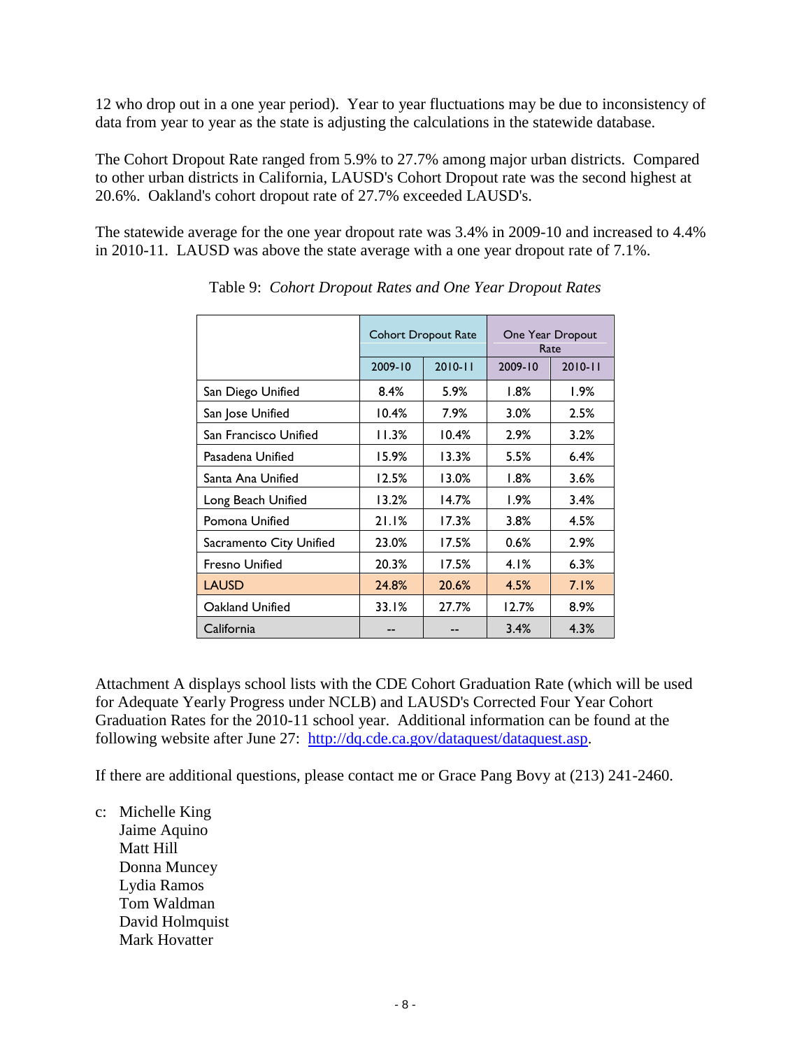12 who drop out in a one year period). Year to year fluctuations may be due to inconsistency of data from year to year as the state is adjusting the calculations in the statewide database.

The Cohort Dropout Rate ranged from 5.9% to 27.7% among major urban districts. Compared to other urban districts in California, LAUSD's Cohort Dropout rate was the second highest at 20.6%. Oakland's cohort dropout rate of 27.7% exceeded LAUSD's.

The statewide average for the one year dropout rate was 3.4% in 2009-10 and increased to 4.4% in 2010-11. LAUSD was above the state average with a one year dropout rate of 7.1%.

Table 9: *Cohort Dropout Rates and One Year Dropout Rates*

| | Cohort Dropout Rate | | One Year Dropout Rate | |
|---|---|---|---|---|
| | 2009-10 | 2010-11 | 2009-10 | 2010-11 |
| San Diego Unified | 8.4% | 5.9% | 1.8% | 1.9% |
| San Jose Unified | 10.4% | 7.9% | 3.0% | 2.5% |
| San Francisco Unified | 11.3% | 10.4% | 2.9% | 3.2% |
| Pasadena Unified | 15.9% | 13.3% | 5.5% | 6.4% |
| Santa Ana Unified | 12.5% | 13.0% | 1.8% | 3.6% |
| Long Beach Unified | 13.2% | 14.7% | 1.9% | 3.4% |
| Pomona Unified | 21.1% | 17.3% | 3.8% | 4.5% |
| Sacramento City Unified | 23.0% | 17.5% | 0.6% | 2.9% |
| Fresno Unified | 20.3% | 17.5% | 4.1% | 6.3% |
| LAUSD | 24.8% | 20.6% | 4.5% | 7.1% |
| Oakland Unified | 33.1% | 27.7% | 12.7% | 8.9% |
| California | -- | -- | 3.4% | 4.3% |

Attachment A displays school lists with the CDE Cohort Graduation Rate (which will be used for Adequate Yearly Progress under NCLB) and LAUSD's Corrected Four Year Cohort Graduation Rates for the 2010-11 school year. Additional information can be found at the following website after June 27: http://dq.cde.ca.gov/dataquest/dataquest.asp.

If there are additional questions, please contact me or Grace Pang Bovy at (213) 241-2460.

c: Michelle King
Jaime Aquino
Matt Hill
Donna Muncey
Lydia Ramos
Tom Waldman
David Holmquist
Mark Hovatter